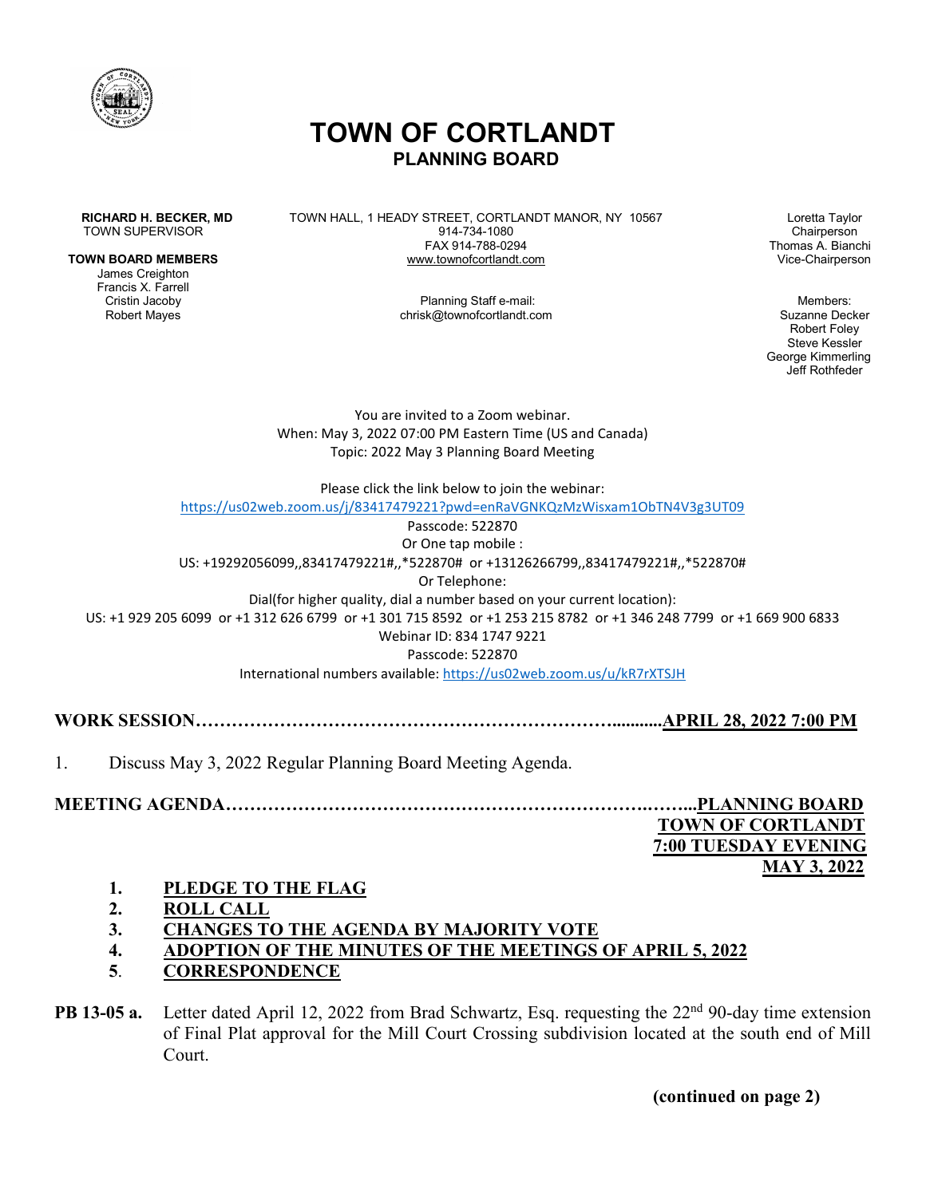# TOWN OF CORTLANDT
## PLANNING BOARD

**RICHARD H. BECKER, MD**
TOWN SUPERVISOR

**TOWN BOARD MEMBERS**
James Creighton
Francis X. Farrell
Cristin Jacoby
Robert Mayes

TOWN HALL, 1 HEADY STREET, CORTLANDT MANOR, NY 10567
914-734-1080
FAX 914-788-0294
www.townofcortlandt.com

Planning Staff e-mail:
chrisk@townofcortlandt.com

Loretta Taylor
Chairperson
Thomas A. Bianchi
Vice-Chairperson

Members:
Suzanne Decker
Robert Foley
Steve Kessler
George Kimmerling
Jeff Rothfeder

You are invited to a Zoom webinar.
When: May 3, 2022 07:00 PM Eastern Time (US and Canada)
Topic: 2022 May 3 Planning Board Meeting

Please click the link below to join the webinar:
https://us02web.zoom.us/j/83417479221?pwd=enRaVGNKQzMzWisxam1ObTN4V3g3UT09
Passcode: 522870
Or One tap mobile :
US: +19292056099,,83417479221#,,*522870# or +13126266799,,83417479221#,,*522870#
Or Telephone:
Dial(for higher quality, dial a number based on your current location):
US: +1 929 205 6099 or +1 312 626 6799 or +1 301 715 8592 or +1 253 215 8782 or +1 346 248 7799 or +1 669 900 6833
Webinar ID: 834 1747 9221
Passcode: 522870
International numbers available: https://us02web.zoom.us/u/kR7rXTSJH

**WORK SESSION……………………………………………………………...........APRIL 28, 2022 7:00 PM**

1. Discuss May 3, 2022 Regular Planning Board Meeting Agenda.

**MEETING AGENDA…………………………………………………………………...PLANNING BOARD**
**TOWN OF CORTLANDT**
**7:00 TUESDAY EVENING**
**MAY 3, 2022**

1. **PLEDGE TO THE FLAG**
2. **ROLL CALL**
3. **CHANGES TO THE AGENDA BY MAJORITY VOTE**
4. **ADOPTION OF THE MINUTES OF THE MEETINGS OF APRIL 5, 2022**
5. **CORRESPONDENCE**

**PB 13-05 a.** Letter dated April 12, 2022 from Brad Schwartz, Esq. requesting the 22nd 90-day time extension of Final Plat approval for the Mill Court Crossing subdivision located at the south end of Mill Court.

**(continued on page 2)**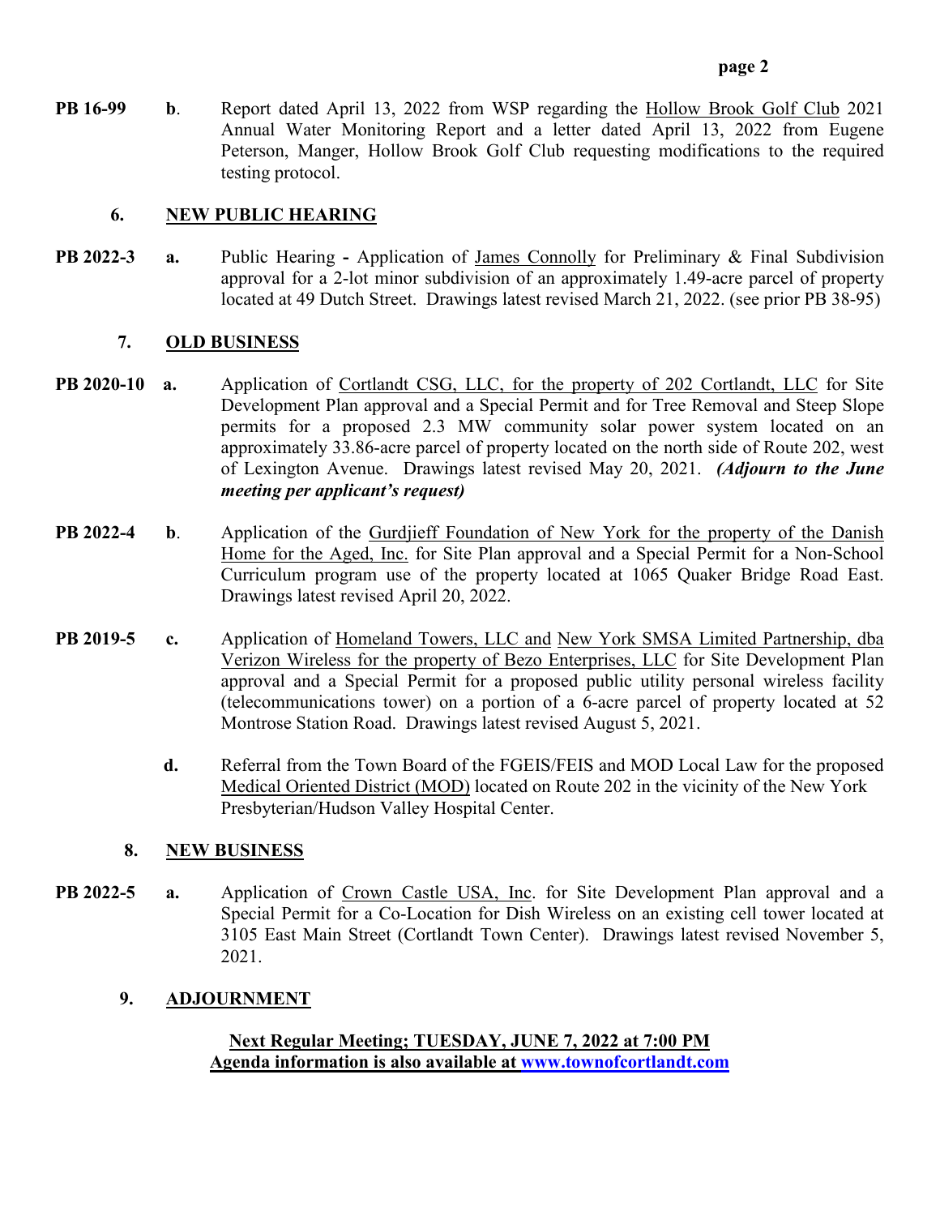**PB 16-99** **b**. Report dated April 13, 2022 from WSP regarding the Hollow Brook Golf Club 2021 Annual Water Monitoring Report and a letter dated April 13, 2022 from Eugene Peterson, Manger, Hollow Brook Golf Club requesting modifications to the required testing protocol.

## 6. NEW PUBLIC HEARING

**PB 2022-3** **a.** Public Hearing **-** Application of James Connolly for Preliminary & Final Subdivision approval for a 2-lot minor subdivision of an approximately 1.49-acre parcel of property located at 49 Dutch Street. Drawings latest revised March 21, 2022. (see prior PB 38-95)

## 7. OLD BUSINESS

**PB 2020-10** **a.** Application of Cortlandt CSG, LLC, for the property of 202 Cortlandt, LLC for Site Development Plan approval and a Special Permit and for Tree Removal and Steep Slope permits for a proposed 2.3 MW community solar power system located on an approximately 33.86-acre parcel of property located on the north side of Route 202, west of Lexington Avenue. Drawings latest revised May 20, 2021. ***(Adjourn to the June meeting per applicant's request)***

**PB 2022-4** **b**. Application of the Gurdjieff Foundation of New York for the property of the Danish Home for the Aged, Inc. for Site Plan approval and a Special Permit for a Non-School Curriculum program use of the property located at 1065 Quaker Bridge Road East. Drawings latest revised April 20, 2022.

**PB 2019-5** **c.** Application of Homeland Towers, LLC and New York SMSA Limited Partnership, dba Verizon Wireless for the property of Bezo Enterprises, LLC for Site Development Plan approval and a Special Permit for a proposed public utility personal wireless facility (telecommunications tower) on a portion of a 6-acre parcel of property located at 52 Montrose Station Road. Drawings latest revised August 5, 2021.

**d.** Referral from the Town Board of the FGEIS/FEIS and MOD Local Law for the proposed Medical Oriented District (MOD) located on Route 202 in the vicinity of the New York Presbyterian/Hudson Valley Hospital Center.

## 8. NEW BUSINESS

**PB 2022-5** **a.** Application of Crown Castle USA, Inc. for Site Development Plan approval and a Special Permit for a Co-Location for Dish Wireless on an existing cell tower located at 3105 East Main Street (Cortlandt Town Center). Drawings latest revised November 5, 2021.

## 9. ADJOURNMENT

**Next Regular Meeting; TUESDAY, JUNE 7, 2022 at 7:00 PM**
**Agenda information is also available at www.townofcortlandt.com**